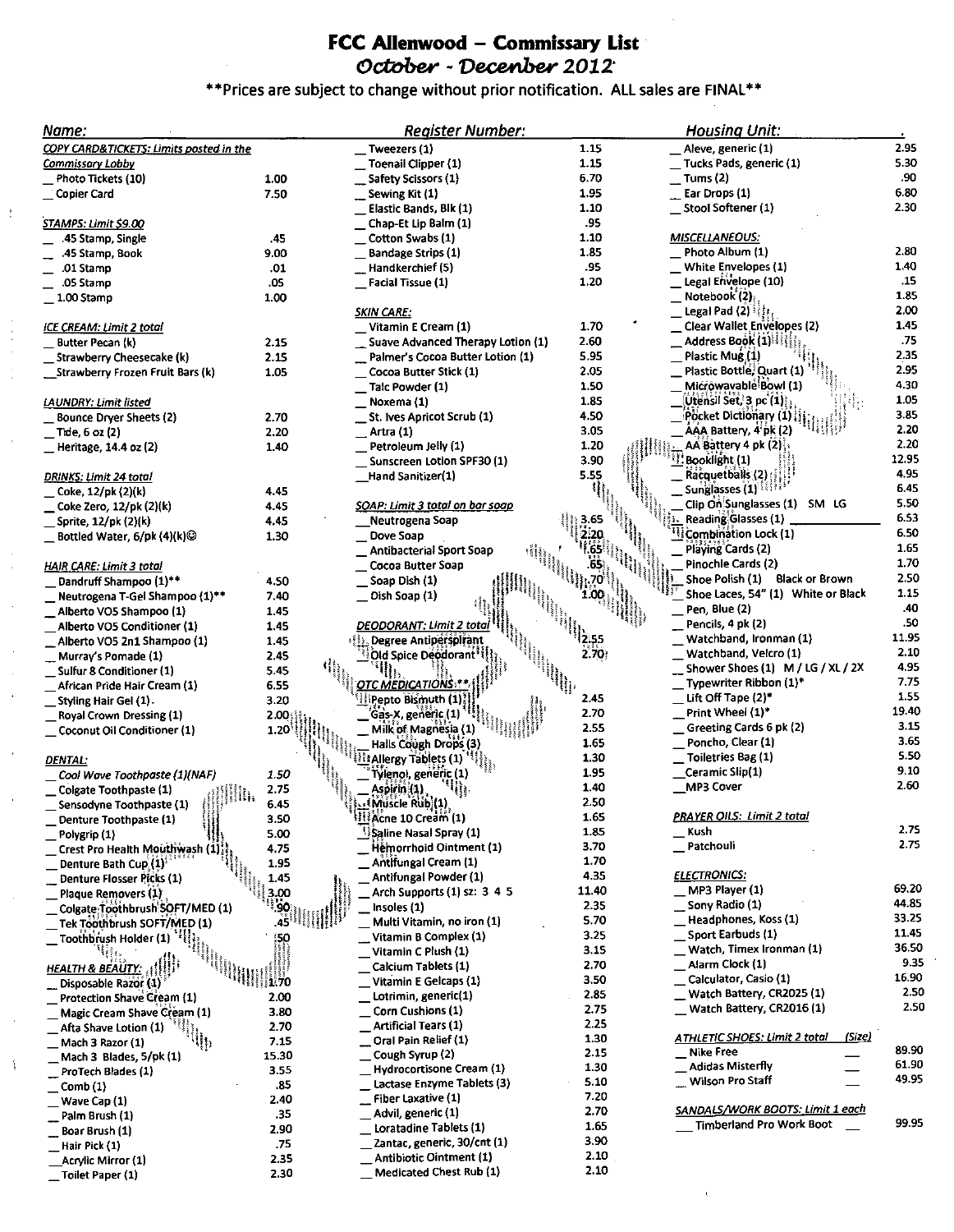# FCC Allenwood – Commissary List

*October - December 2012*

**Prices are subject to change without prior notification. ALL sales are FINAL**

Name: ____ Register Number: ____ Housing Unit: ____

### COPY CARD&TICKETS: Limits posted in the Commissary Lobby

| Item | Price |
|---|---|
| __ Photo Tickets (10) | 1.00 |
| __ Copier Card | 7.50 |

### STAMPS: Limit $9.00

| Item | Price |
|---|---|
| __ .45 Stamp, Single | .45 |
| __ .45 Stamp, Book | 9.00 |
| __ .01 Stamp | .01 |
| __ .05 Stamp | .05 |
| __ 1.00 Stamp | 1.00 |

### ICE CREAM: Limit 2 total

| Item | Price |
|---|---|
| __ Butter Pecan (k) | 2.15 |
| __ Strawberry Cheesecake (k) | 2.15 |
| __ Strawberry Frozen Fruit Bars (k) | 1.05 |

### LAUNDRY: Limit listed

| Item | Price |
|---|---|
| __ Bounce Dryer Sheets (2) | 2.70 |
| __ Tide, 6 oz (2) | 2.20 |
| __ Heritage, 14.4 oz (2) | 1.40 |

### DRINKS: Limit 24 total

| Item | Price |
|---|---|
| __ Coke, 12/pk (2)(k) | 4.45 |
| __ Coke Zero, 12/pk (2)(k) | 4.45 |
| __ Sprite, 12/pk (2)(k) | 4.45 |
| __ Bottled Water, 6/pk (4)(k)☺ | 1.30 |

### HAIR CARE: Limit 3 total

| Item | Price |
|---|---|
| __ Dandruff Shampoo (1)** | 4.50 |
| __ Neutrogena T-Gel Shampoo (1)** | 7.40 |
| __ Alberto VO5 Shampoo (1) | 1.45 |
| __ Alberto VO5 Conditioner (1) | 1.45 |
| __ Alberto VO5 2n1 Shampoo (1) | 1.45 |
| __ Murray's Pomade (1) | 2.45 |
| __ Sulfur 8 Conditioner (1) | 5.45 |
| __ African Pride Hair Cream (1) | 6.55 |
| __ Styling Hair Gel (1) | 3.20 |
| __ Royal Crown Dressing (1) | 2.00 |
| __ Coconut Oil Conditioner (1) | 1.20 |

### DENTAL:

| Item | Price |
|---|---|
| __ *Cool Wave Toothpaste (1)(NAF)* | *1.50* |
| __ Colgate Toothpaste (1) | 2.75 |
| __ Sensodyne Toothpaste (1) | 6.45 |
| __ Denture Toothpaste (1) | 3.50 |
| __ Polygrip (1) | 5.00 |
| __ Crest Pro Health Mouthwash (1) | 4.75 |
| __ Denture Bath Cup (1) | 1.95 |
| __ Denture Flosser Picks (1) | 1.45 |
| __ Plaque Removers (1) | 3.00 |
| __ Colgate Toothbrush SOFT/MED (1) | .90 |
| __ Tek Toothbrush SOFT/MED (1) | .45 |
| __ Toothbrush Holder (1) | .50 |

### HEALTH & BEAUTY:

| Item | Price |
|---|---|
| __ Disposable Razor (1) | 1.70 |
| __ Protection Shave Cream (1) | 2.00 |
| __ Magic Cream Shave Cream (1) | 3.80 |
| __ Afta Shave Lotion (1) | 2.70 |
| __ Mach 3 Razor (1) | 7.15 |
| __ Mach 3 Blades, 5/pk (1) | 15.30 |
| __ ProTech Blades (1) | 3.55 |
| __ Comb (1) | .85 |
| __ Wave Cap (1) | 2.40 |
| __ Palm Brush (1) | .35 |
| __ Boar Brush (1) | 2.90 |
| __ Hair Pick (1) | .75 |
| __ Acrylic Mirror (1) | 2.35 |
| __ Toilet Paper (1) | 2.30 |
| __ Tweezers (1) | 1.15 |
| __ Toenail Clipper (1) | 1.15 |
| __ Safety Scissors (1) | 6.70 |
| __ Sewing Kit (1) | 1.95 |
| __ Elastic Bands, Blk (1) | 1.10 |
| __ Chap-Et Lip Balm (1) | .95 |
| __ Cotton Swabs (1) | 1.10 |
| __ Bandage Strips (1) | 1.85 |
| __ Handkerchief (5) | .95 |
| __ Facial Tissue (1) | 1.20 |

### SKIN CARE:

| Item | Price |
|---|---|
| __ Vitamin E Cream (1) | 1.70 |
| __ Suave Advanced Therapy Lotion (1) | 2.60 |
| __ Palmer's Cocoa Butter Lotion (1) | 5.95 |
| __ Cocoa Butter Stick (1) | 2.05 |
| __ Talc Powder (1) | 1.50 |
| __ Noxema (1) | 1.85 |
| __ St. Ives Apricot Scrub (1) | 4.50 |
| __ Artra (1) | 3.05 |
| __ Petroleum Jelly (1) | 1.20 |
| __ Sunscreen Lotion SPF30 (1) | 3.90 |
| __ Hand Sanitizer(1) | 5.55 |

### SOAP: Limit 3 total on bar soap

| Item | Price |
|---|---|
| __ Neutrogena Soap | 3.65 |
| __ Dove Soap | 2.20 |
| __ Antibacterial Sport Soap | .65 |
| __ Cocoa Butter Soap | .65 |
| __ Soap Dish (1) | .70 |
| __ Dish Soap (1) | 1.00 |

### DEODORANT: Limit 2 total

| Item | Price |
|---|---|
| __ Degree Antiperspirant | 2.55 |
| __ Old Spice Deodorant | 2.70 |

### OTC MEDICATIONS:**

| Item | Price |
|---|---|
| __ Pepto Bismuth (1) | 2.45 |
| __ Gas-X, generic (1) | 2.70 |
| __ Milk of Magnesia (1) | 2.55 |
| __ Halls Cough Drops (3) | 1.65 |
| __ Allergy Tablets (1) | 1.30 |
| __ Tylenol, generic (1) | 1.95 |
| __ Aspirin (1) | 1.40 |
| __ Muscle Rub (1) | 2.50 |
| __ Acne 10 Cream (1) | 1.65 |
| __ Saline Nasal Spray (1) | 1.85 |
| __ Hemorrhoid Ointment (1) | 3.70 |
| __ Antifungal Cream (1) | 1.70 |
| __ Antifungal Powder (1) | 4.35 |
| __ Arch Supports (1) sz: 3 4 5 | 11.40 |
| __ Insoles (1) | 2.35 |
| __ Multi Vitamin, no iron (1) | 5.70 |
| __ Vitamin B Complex (1) | 3.25 |
| __ Vitamin C Plush (1) | 3.15 |
| __ Calcium Tablets (1) | 2.70 |
| __ Vitamin E Gelcaps (1) | 3.50 |
| __ Lotrimin, generic(1) | 2.85 |
| __ Corn Cushions (1) | 2.75 |
| __ Artificial Tears (1) | 2.25 |
| __ Oral Pain Relief (1) | 1.30 |
| __ Cough Syrup (2) | 2.15 |
| __ Hydrocortisone Cream (1) | 1.30 |
| __ Lactase Enzyme Tablets (3) | 5.10 |
| __ Fiber Laxative (1) | 7.20 |
| __ Advil, generic (1) | 2.70 |
| __ Loratadine Tablets (1) | 1.65 |
| __ Zantac, generic, 30/cnt (1) | 3.90 |
| __ Antibiotic Ointment (1) | 2.10 |
| __ Medicated Chest Rub (1) | 2.10 |
| __ Aleve, generic (1) | 2.95 |
| __ Tucks Pads, generic (1) | 5.30 |
| __ Tums (2) | .90 |
| __ Ear Drops (1) | 6.80 |
| __ Stool Softener (1) | 2.30 |

### MISCELLANEOUS:

| Item | Price |
|---|---|
| __ Photo Album (1) | 2.80 |
| __ White Envelopes (1) | 1.40 |
| __ Legal Envelope (10) | .15 |
| __ Notebook (2) | 1.85 |
| __ Legal Pad (2) | 2.00 |
| __ Clear Wallet Envelopes (2) | 1.45 |
| __ Address Book (1) | .75 |
| __ Plastic Mug (1) | 2.35 |
| __ Plastic Bottle, Quart (1) | 2.95 |
| __ Microwavable Bowl (1) | 4.30 |
| __ Utensil Set, 3 pc (1) | 1.05 |
| __ Pocket Dictionary (1) | 3.85 |
| __ AAA Battery, 4 pk (2) | 2.20 |
| __ AA Battery 4 pk (2) | 2.20 |
| __ Booklight (1) | 12.95 |
| __ Racquetballs (2) | 4.95 |
| __ Sunglasses (1) | 6.45 |
| __ Clip On Sunglasses (1) SM LG | 5.50 |
| __ Reading Glasses (1) ______ | 6.53 |
| __ Combination Lock (1) | 6.50 |
| __ Playing Cards (2) | 1.65 |
| __ Pinochle Cards (2) | 1.70 |
| __ Shoe Polish (1) Black or Brown | 2.50 |
| __ Shoe Laces, 54" (1) White or Black | 1.15 |
| __ Pen, Blue (2) | .40 |
| __ Pencils, 4 pk (2) | .50 |
| __ Watchband, Ironman (1) | 11.95 |
| __ Watchband, Velcro (1) | 2.10 |
| __ Shower Shoes (1) M / LG / XL / 2X | 4.95 |
| __ Typewriter Ribbon (1)* | 7.75 |
| __ Lift Off Tape (2)* | 1.55 |
| __ Print Wheel (1)* | 19.40 |
| __ Greeting Cards 6 pk (2) | 3.15 |
| __ Poncho, Clear (1) | 3.65 |
| __ Toiletries Bag (1) | 5.50 |
| __ Ceramic Slip(1) | 9.10 |
| __ MP3 Cover | 2.60 |

### PRAYER OILS: Limit 2 total

| Item | Price |
|---|---|
| __ Kush | 2.75 |
| __ Patchouli | 2.75 |

### ELECTRONICS:

| Item | Price |
|---|---|
| __ MP3 Player (1) | 69.20 |
| __ Sony Radio (1) | 44.85 |
| __ Headphones, Koss (1) | 33.25 |
| __ Sport Earbuds (1) | 11.45 |
| __ Watch, Timex Ironman (1) | 36.50 |
| __ Alarm Clock (1) | 9.35 |
| __ Calculator, Casio (1) | 16.90 |
| __ Watch Battery, CR2025 (1) | 2.50 |
| __ Watch Battery, CR2016 (1) | 2.50 |

### ATHLETIC SHOES: Limit 2 total

| Item | (Size) | Price |
|---|---|---|
| __ Nike Free | __ | 89.90 |
| __ Adidas Misterfly | __ | 61.90 |
| __ Wilson Pro Staff | __ | 49.95 |

### SANDALS/WORK BOOTS: Limit 1 each

| Item | (Size) | Price |
|---|---|---|
| __ Timberland Pro Work Boot | __ | 99.95 |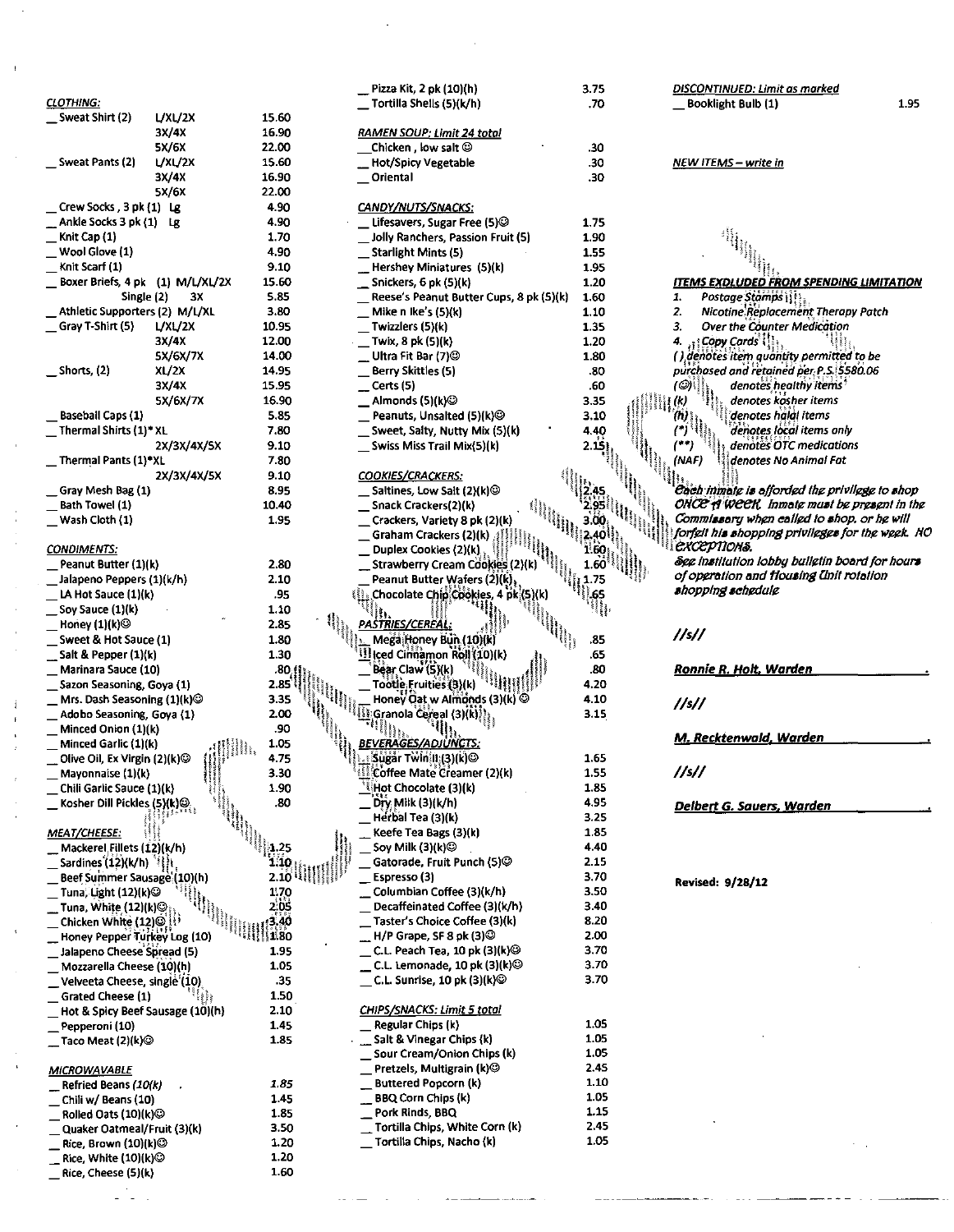**CLOTHING:**

| | | |
|---|---|---|
| _ Sweat Shirt (2) | L/XL/2X | 15.60 |
| | 3X/4X | 16.90 |
| | 5X/6X | 22.00 |
| _ Sweat Pants (2) | L/XL/2X | 15.60 |
| | 3X/4X | 16.90 |
| | 5X/6X | 22.00 |
| _ Crew Socks, 3 pk (1) Lg | | 4.90 |
| _ Ankle Socks 3 pk (1) Lg | | 4.90 |
| _ Knit Cap (1) | | 1.70 |
| _ Wool Glove (1) | | 4.90 |
| _ Knit Scarf (1) | | 9.10 |
| _ Boxer Briefs, 4 pk (1) M/L/XL/2X | | 15.60 |
| Single (2) | 3X | 5.85 |
| _ Athletic Supporters (2) M/L/XL | | 3.80 |
| _ Gray T-Shirt (5) | L/XL/2X | 10.95 |
| | 3X/4X | 12.00 |
| | 5X/6X/7X | 14.00 |
| _ Shorts, (2) | XL/2X | 14.95 |
| | 3X/4X | 15.95 |
| | 5X/6X/7X | 16.90 |
| _ Baseball Caps (1) | | 5.85 |
| _ Thermal Shirts (1)* XL | | 7.80 |
| | 2X/3X/4X/5X | 9.10 |
| _ Thermal Pants (1)* XL | | 7.80 |
| | 2X/3X/4X/5X | 9.10 |
| _ Gray Mesh Bag (1) | | 8.95 |
| _ Bath Towel (1) | | 10.40 |
| _ Wash Cloth (1) | | 1.95 |

**CONDIMENTS:**

| | |
|---|---|
| _ Peanut Butter (1)(k) | 2.80 |
| _ Jalapeno Peppers (1)(k/h) | 2.10 |
| _ LA Hot Sauce (1)(k) | .95 |
| _ Soy Sauce (1)(k) | 1.10 |
| _ Honey (1)(k)☺ | 2.85 |
| _ Sweet & Hot Sauce (1) | 1.80 |
| _ Salt & Pepper (1)(k) | 1.30 |
| _ Marinara Sauce (10) | .80 |
| _ Sazon Seasoning, Goya (1) | 2.85 |
| _ Mrs. Dash Seasoning (1)(k)☺ | 3.35 |
| _ Adobo Seasoning, Goya (1) | 2.00 |
| _ Minced Onion (1)(k) | .90 |
| _ Minced Garlic (1)(k) | 1.05 |
| _ Olive Oil, Ex Virgin (2)(k)☺ | 4.75 |
| _ Mayonnaise (1)(k) | 3.30 |
| _ Chili Garlic Sauce (1)(k) | 1.90 |
| _ Kosher Dill Pickles (5)(k)☺ | .80 |

**MEAT/CHEESE:**

| | |
|---|---|
| _ Mackerel Fillets (12)(k/h) | 1.25 |
| _ Sardines (12)(k/h) | 1.10 |
| _ Beef Summer Sausage (10)(h) | 2.10 |
| _ Tuna, Light (12)(k)☺ | 1.70 |
| _ Tuna, White (12)(k)☺ | 2.05 |
| _ Chicken White (12)☺ | 3.40 |
| _ Honey Pepper Turkey Log (10) | 1.80 |
| _ Jalapeno Cheese Spread (5) | 1.95 |
| _ Mozzarella Cheese (10)(h) | 1.05 |
| _ Velveeta Cheese, single (10) | .35 |
| _ Grated Cheese (1) | 1.50 |
| _ Hot & Spicy Beef Sausage (10)(h) | 2.10 |
| _ Pepperoni (10) | 1.45 |
| _ Taco Meat (2)(k)☺ | 1.85 |

**MICROWAVABLE**

| | |
|---|---|
| _ Refried Beans (10(k) | 1.85 |
| _ Chili w/ Beans (10) | 1.45 |
| _ Rolled Oats (10)(k)☺ | 1.85 |
| _ Quaker Oatmeal/Fruit (3)(k) | 3.50 |
| _ Rice, Brown (10)(k)☺ | 1.20 |
| _ Rice, White (10)(k)☺ | 1.20 |
| _ Rice, Cheese (5)(k) | 1.60 |
| _ Pizza Kit, 2 pk (10)(h) | 3.75 |
| _ Tortilla Shells (5)(k/h) | .70 |

**RAMEN SOUP: Limit 24 total**

| | |
|---|---|
| _ Chicken, low salt ☺ | .30 |
| _ Hot/Spicy Vegetable | .30 |
| _ Oriental | .30 |

**CANDY/NUTS/SNACKS:**

| | |
|---|---|
| _ Lifesavers, Sugar Free (5)☺ | 1.75 |
| _ Jolly Ranchers, Passion Fruit (5) | 1.90 |
| _ Starlight Mints (5) | 1.55 |
| _ Hershey Miniatures (5)(k) | 1.95 |
| _ Snickers, 6 pk (5)(k) | 1.20 |
| _ Reese's Peanut Butter Cups, 8 pk (5)(k) | 1.60 |
| _ Mike n Ike's (5)(k) | 1.10 |
| _ Twizzlers (5)(k) | 1.35 |
| _ Twix, 8 pk (5)(k) | 1.20 |
| _ Ultra Fit Bar (7)☺ | 1.80 |
| _ Berry Skittles (5) | .80 |
| _ Certs (5) | .60 |
| _ Almonds (5)(k)☺ | 3.35 |
| _ Peanuts, Unsalted (5)(k)☺ | 3.10 |
| _ Sweet, Salty, Nutty Mix (5)(k) | 4.40 |
| _ Swiss Miss Trail Mix(5)(k) | 2.15 |

**COOKIES/CRACKERS:**

| | |
|---|---|
| _ Saltines, Low Salt (2)(k)☺ | 2.45 |
| _ Snack Crackers(2)(k) | 2.95 |
| _ Crackers, Variety 8 pk (2)(k) | 3.00 |
| _ Graham Crackers (2)(k) | 2.40 |
| _ Duplex Cookies (2)(k) | 1.60 |
| _ Strawberry Cream Cookies (2)(k) | 1.60 |
| _ Peanut Butter Wafers (2)(k) | 1.75 |
| _ Chocolate Chip Cookies, 4 pk (5)(k) | .65 |

**PASTRIES/CEREAL:**

| | |
|---|---|
| _ Mega Honey Bun (10)(k) | .85 |
| _ Iced Cinnamon Roll (10)(k) | .65 |
| _ Bear Claw (5)(k) | .80 |
| _ Tootie Fruities (3)(k) | 4.20 |
| _ Honey Oat w Almonds (3)(k) ☺ | 4.10 |
| _ Granola Cereal (3)(k) | 3.15 |

**BEVERAGES/ADJUNCTS:**

| | |
|---|---|
| _ Sugar Twin II (3)(k)☺ | 1.65 |
| _ Coffee Mate Creamer (2)(k) | 1.55 |
| _ Hot Chocolate (3)(k) | 1.85 |
| _ Dry Milk (3)(k/h) | 4.95 |
| _ Herbal Tea (3)(k) | 3.25 |
| _ Keefe Tea Bags (3)(k) | 1.85 |
| _ Soy Milk (3)(k)☺ | 4.40 |
| _ Gatorade, Fruit Punch (5)☺ | 2.15 |
| _ Espresso (3) | 3.70 |
| _ Columbian Coffee (3)(k/h) | 3.50 |
| _ Decaffeinated Coffee (3)(k/h) | 3.40 |
| _ Taster's Choice Coffee (3)(k) | 8.20 |
| _ H/P Grape, SF 8 pk (3)☺ | 2.00 |
| _ C.L. Peach Tea, 10 pk (3)(k)☺ | 3.70 |
| _ C.L. Lemonade, 10 pk (3)(k)☺ | 3.70 |
| _ C.L. Sunrise, 10 pk (3)(k)☺ | 3.70 |

**CHIPS/SNACKS: Limit 5 total**

| | |
|---|---|
| _ Regular Chips (k) | 1.05 |
| _ Salt & Vinegar Chips (k) | 1.05 |
| _ Sour Cream/Onion Chips (k) | 1.05 |
| _ Pretzels, Multigrain (k)☺ | 2.45 |
| _ Buttered Popcorn (k) | 1.10 |
| _ BBQ Corn Chips (k) | 1.05 |
| _ Pork Rinds, BBQ | 1.15 |
| _ Tortilla Chips, White Corn (k) | 2.45 |
| _ Tortilla Chips, Nacho (k) | 1.05 |

**DISCONTINUED: Limit as marked**

| | |
|---|---|
| _ Booklight Bulb (1) | 1.95 |

**NEW ITEMS – write in**

**ITEMS EXDLUDED FROM SPENDING LIMITATION**

1. Postage Stamps
2. Nicotine Replacement Therapy Patch
3. Over the Counter Medication
4. Copy Cards

*( ) denotes item quantity permitted to be purchased and retained per P.S. 5580.06*

- *(☺) denotes healthy items*
- *(k) denotes kosher items*
- *(h) denotes halal items*
- *(*) denotes local items only*
- *(**) denotes OTC medications*
- *(NAF) denotes No Animal Fat*

***Each inmate is afforded the privilege to shop ONCE A WEEK. Inmate must be present in the Commissary when called to shop, or he will forfeit his shopping privileges for the week. NO EXCEPTIONS.***

***See institution lobby bulletin board for hours of operation and Housing Unit rotation shopping schedule***

//s//

Ronnie R. Holt, Warden

//s//

M. Recktenwald, Warden

//s//

Delbert G. Sauers, Warden

**Revised: 9/28/12**